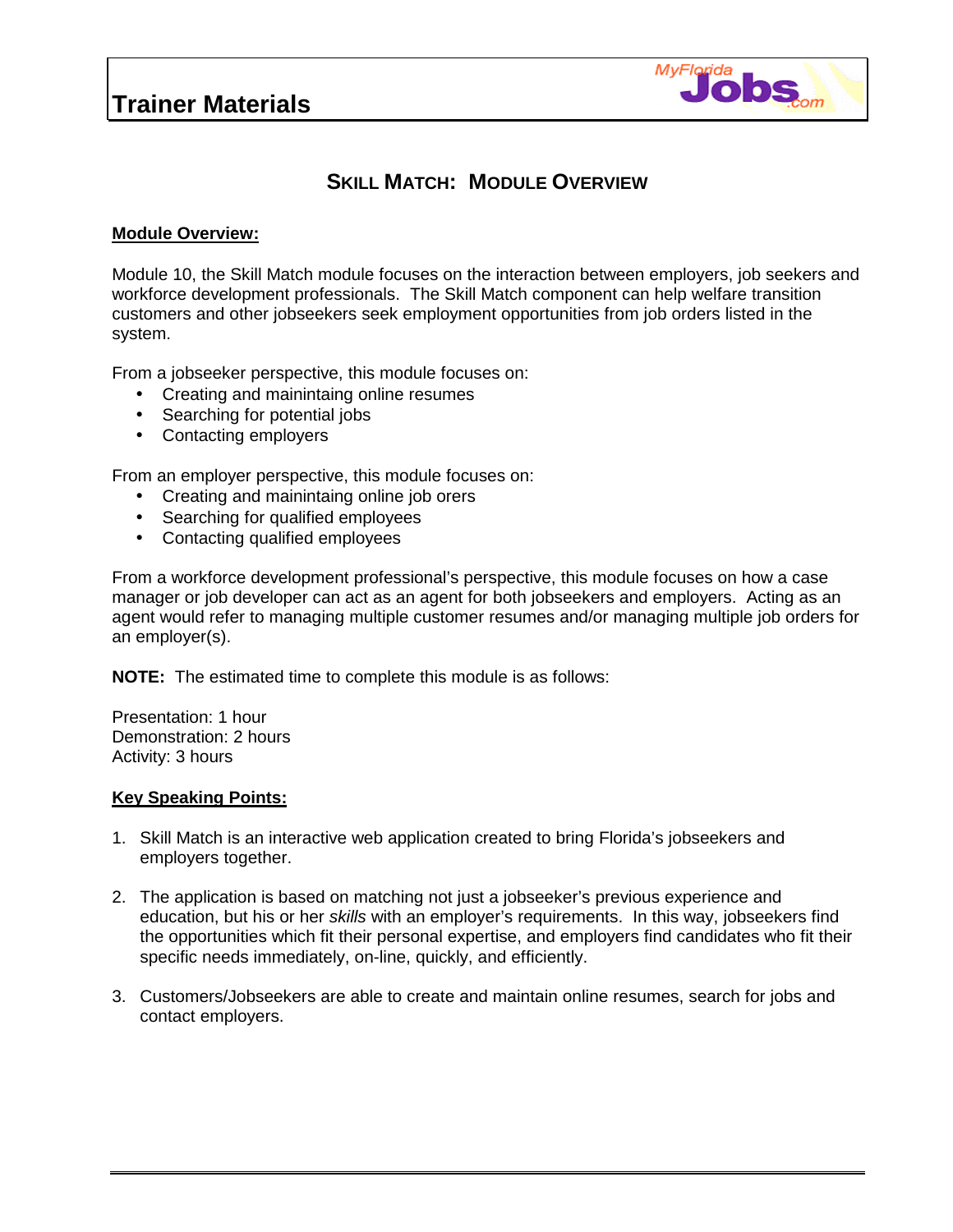# SKILL MATCH: MODULE OVERVIEW

**Module Overview:**

Module 10, the Skill Match module focuses on the interaction between employers, job seekers and workforce development professionals. The Skill Match component can help welfare transition customers and other jobseekers seek employment opportunities from job orders listed in the system.

From a jobseeker perspective, this module focuses on:

- Creating and mainintaing online resumes
- Searching for potential jobs
- Contacting employers

From an employer perspective, this module focuses on:

- Creating and mainintaing online job orers
- Searching for qualified employees
- Contacting qualified employees

From a workforce development professional's perspective, this module focuses on how a case manager or job developer can act as an agent for both jobseekers and employers. Acting as an agent would refer to managing multiple customer resumes and/or managing multiple job orders for an employer(s).

**NOTE:** The estimated time to complete this module is as follows:

Presentation: 1 hour
Demonstration: 2 hours
Activity: 3 hours

**Key Speaking Points:**

1. Skill Match is an interactive web application created to bring Florida's jobseekers and employers together.

2. The application is based on matching not just a jobseeker's previous experience and education, but his or her *skills* with an employer's requirements. In this way, jobseekers find the opportunities which fit their personal expertise, and employers find candidates who fit their specific needs immediately, on-line, quickly, and efficiently.

3. Customers/Jobseekers are able to create and maintain online resumes, search for jobs and contact employers.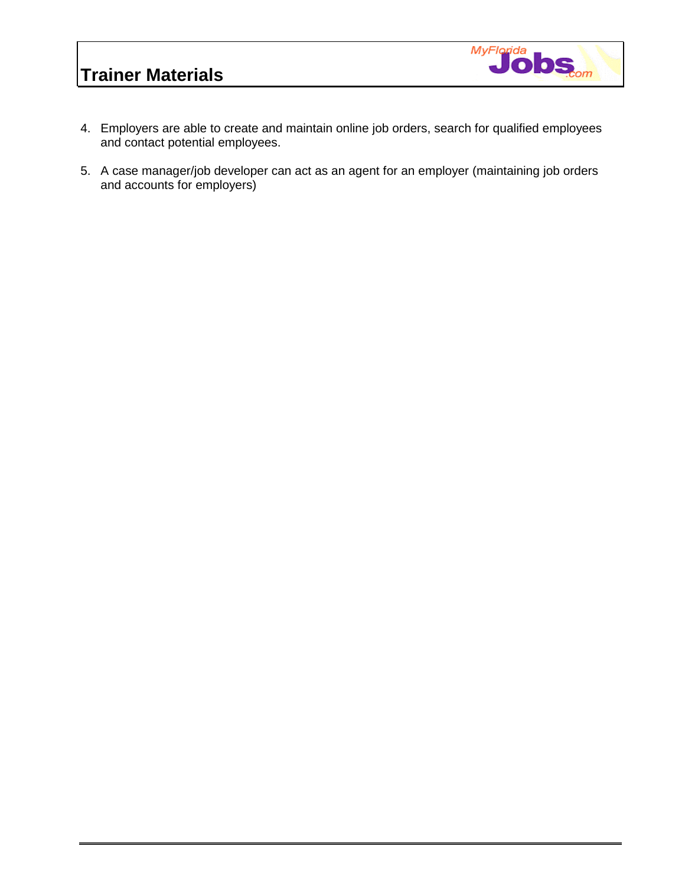4. Employers are able to create and maintain online job orders, search for qualified employees and contact potential employees.

5. A case manager/job developer can act as an agent for an employer (maintaining job orders and accounts for employers)